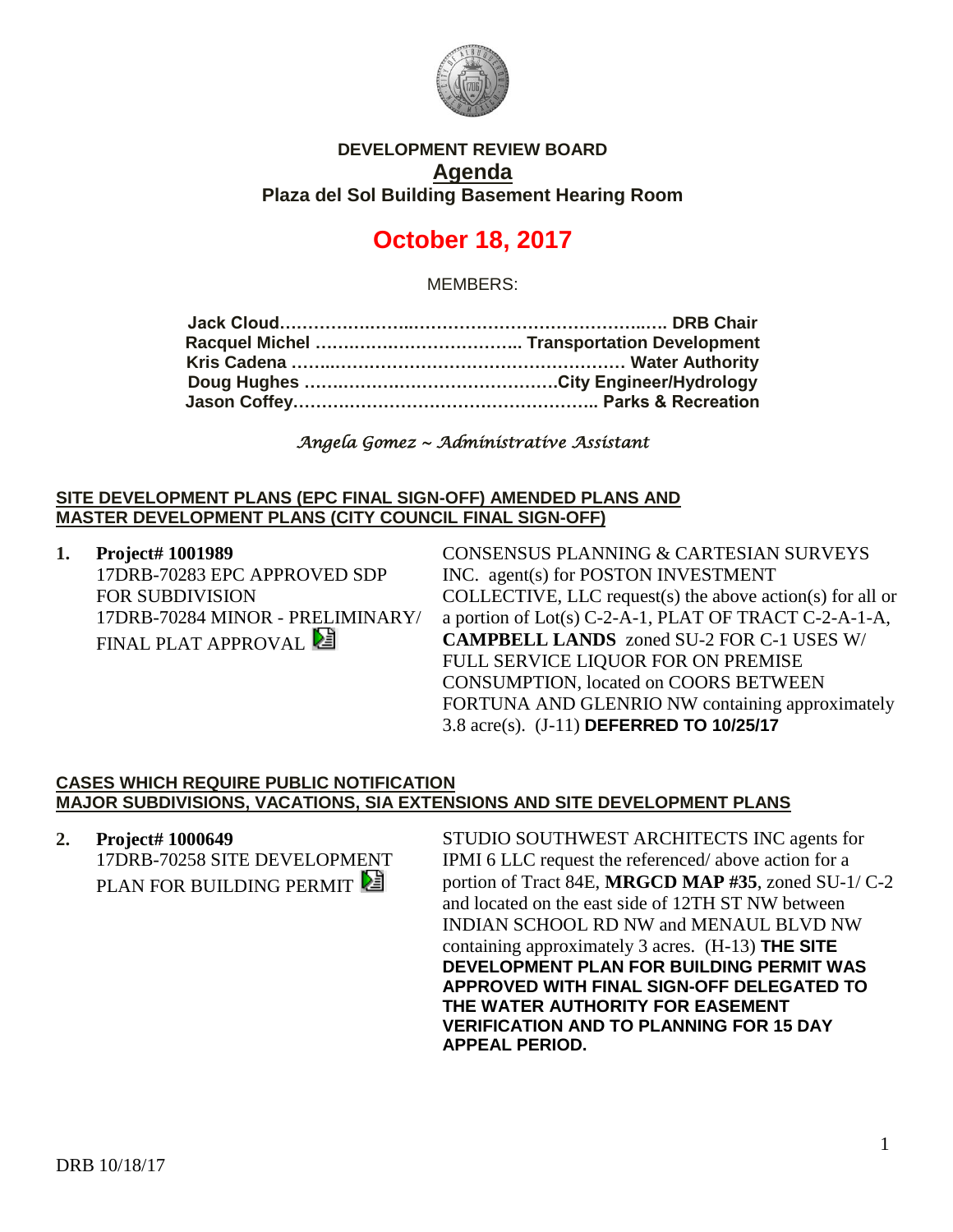# DEVELOPMENT REVIEW BOARD

## Agenda

### Plaza del Sol Building Basement Hearing Room

# October 18, 2017

MEMBERS:

**Jack Cloud……………………………………………………….. DRB Chair**
**Racquel Michel ……………………………… Transportation Development**
**Kris Cadena ……………………………………………… Water Authority**
**Doug Hughes ………………………………………City Engineer/Hydrology**
**Jason Coffey……………………………………………… Parks & Recreation**

*Angela Gomez ~ Administrative Assistant*

**SITE DEVELOPMENT PLANS (EPC FINAL SIGN-OFF) AMENDED PLANS AND MASTER DEVELOPMENT PLANS (CITY COUNCIL FINAL SIGN-OFF)**

1. **Project# 1001989**
   17DRB-70283 EPC APPROVED SDP FOR SUBDIVISION
   17DRB-70284 MINOR - PRELIMINARY/ FINAL PLAT APPROVAL

   CONSENSUS PLANNING & CARTESIAN SURVEYS INC. agent(s) for POSTON INVESTMENT COLLECTIVE, LLC request(s) the above action(s) for all or a portion of Lot(s) C-2-A-1, PLAT OF TRACT C-2-A-1-A, **CAMPBELL LANDS** zoned SU-2 FOR C-1 USES W/ FULL SERVICE LIQUOR FOR ON PREMISE CONSUMPTION, located on COORS BETWEEN FORTUNA AND GLENRIO NW containing approximately 3.8 acre(s). (J-11) **DEFERRED TO 10/25/17**

**CASES WHICH REQUIRE PUBLIC NOTIFICATION**
**MAJOR SUBDIVISIONS, VACATIONS, SIA EXTENSIONS AND SITE DEVELOPMENT PLANS**

2. **Project# 1000649**
   17DRB-70258 SITE DEVELOPMENT PLAN FOR BUILDING PERMIT

   STUDIO SOUTHWEST ARCHITECTS INC agents for IPMI 6 LLC request the referenced/ above action for a portion of Tract 84E, **MRGCD MAP #35**, zoned SU-1/ C-2 and located on the east side of 12TH ST NW between INDIAN SCHOOL RD NW and MENAUL BLVD NW containing approximately 3 acres. (H-13) **THE SITE DEVELOPMENT PLAN FOR BUILDING PERMIT WAS APPROVED WITH FINAL SIGN-OFF DELEGATED TO THE WATER AUTHORITY FOR EASEMENT VERIFICATION AND TO PLANNING FOR 15 DAY APPEAL PERIOD.**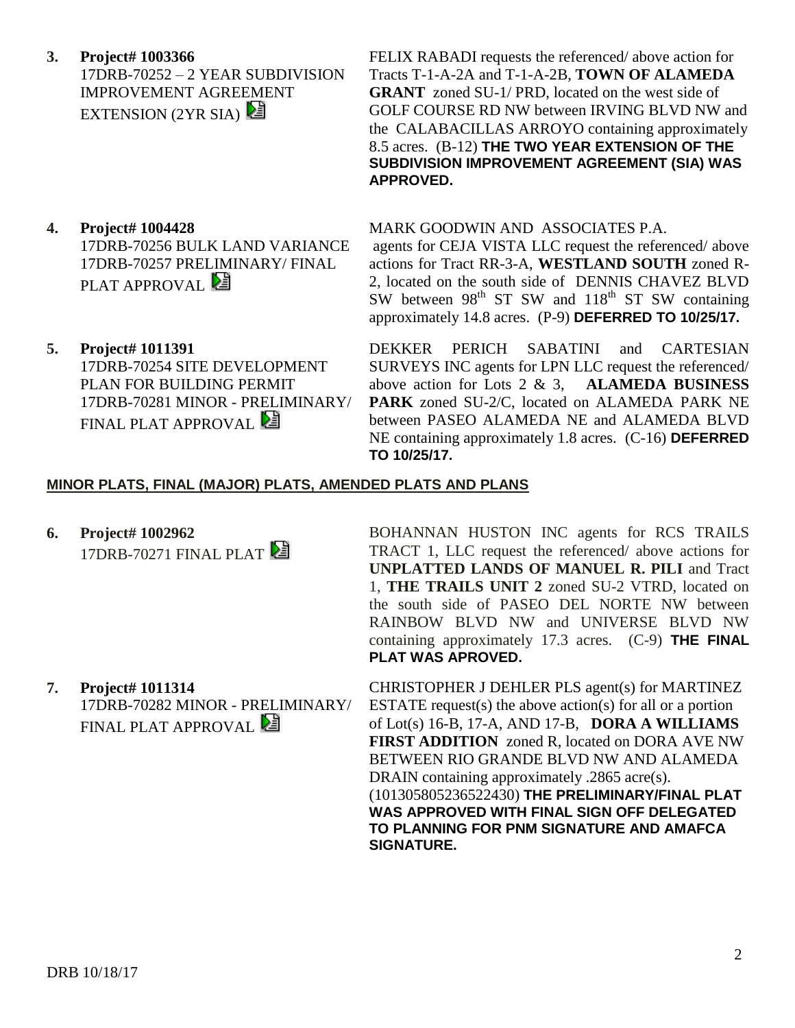**3. Project# 1003366**
17DRB-70252 – 2 YEAR SUBDIVISION IMPROVEMENT AGREEMENT EXTENSION (2YR SIA)

FELIX RABADI requests the referenced/ above action for Tracts T-1-A-2A and T-1-A-2B, **TOWN OF ALAMEDA GRANT** zoned SU-1/ PRD, located on the west side of GOLF COURSE RD NW between IRVING BLVD NW and the CALABACILLAS ARROYO containing approximately 8.5 acres. (B-12) **THE TWO YEAR EXTENSION OF THE SUBDIVISION IMPROVEMENT AGREEMENT (SIA) WAS APPROVED.**

**4. Project# 1004428**
17DRB-70256 BULK LAND VARIANCE
17DRB-70257 PRELIMINARY/ FINAL PLAT APPROVAL

MARK GOODWIN AND ASSOCIATES P.A. agents for CEJA VISTA LLC request the referenced/ above actions for Tract RR-3-A, **WESTLAND SOUTH** zoned R-2, located on the south side of DENNIS CHAVEZ BLVD SW between 98th ST SW and 118th ST SW containing approximately 14.8 acres. (P-9) **DEFERRED TO 10/25/17.**

**5. Project# 1011391**
17DRB-70254 SITE DEVELOPMENT PLAN FOR BUILDING PERMIT
17DRB-70281 MINOR - PRELIMINARY/ FINAL PLAT APPROVAL

DEKKER PERICH SABATINI and CARTESIAN SURVEYS INC agents for LPN LLC request the referenced/ above action for Lots 2 & 3, **ALAMEDA BUSINESS PARK** zoned SU-2/C, located on ALAMEDA PARK NE between PASEO ALAMEDA NE and ALAMEDA BLVD NE containing approximately 1.8 acres. (C-16) **DEFERRED TO 10/25/17.**

**MINOR PLATS, FINAL (MAJOR) PLATS, AMENDED PLATS AND PLANS**

**6. Project# 1002962**
17DRB-70271 FINAL PLAT

BOHANNAN HUSTON INC agents for RCS TRAILS TRACT 1, LLC request the referenced/ above actions for **UNPLATTED LANDS OF MANUEL R. PILI** and Tract 1, **THE TRAILS UNIT 2** zoned SU-2 VTRD, located on the south side of PASEO DEL NORTE NW between RAINBOW BLVD NW and UNIVERSE BLVD NW containing approximately 17.3 acres. (C-9) **THE FINAL PLAT WAS APROVED.**

**7. Project# 1011314**
17DRB-70282 MINOR - PRELIMINARY/ FINAL PLAT APPROVAL

CHRISTOPHER J DEHLER PLS agent(s) for MARTINEZ ESTATE request(s) the above action(s) for all or a portion of Lot(s) 16-B, 17-A, AND 17-B, **DORA A WILLIAMS FIRST ADDITION** zoned R, located on DORA AVE NW BETWEEN RIO GRANDE BLVD NW AND ALAMEDA DRAIN containing approximately .2865 acre(s). (101305805236522430) **THE PRELIMINARY/FINAL PLAT WAS APPROVED WITH FINAL SIGN OFF DELEGATED TO PLANNING FOR PNM SIGNATURE AND AMAFCA SIGNATURE.**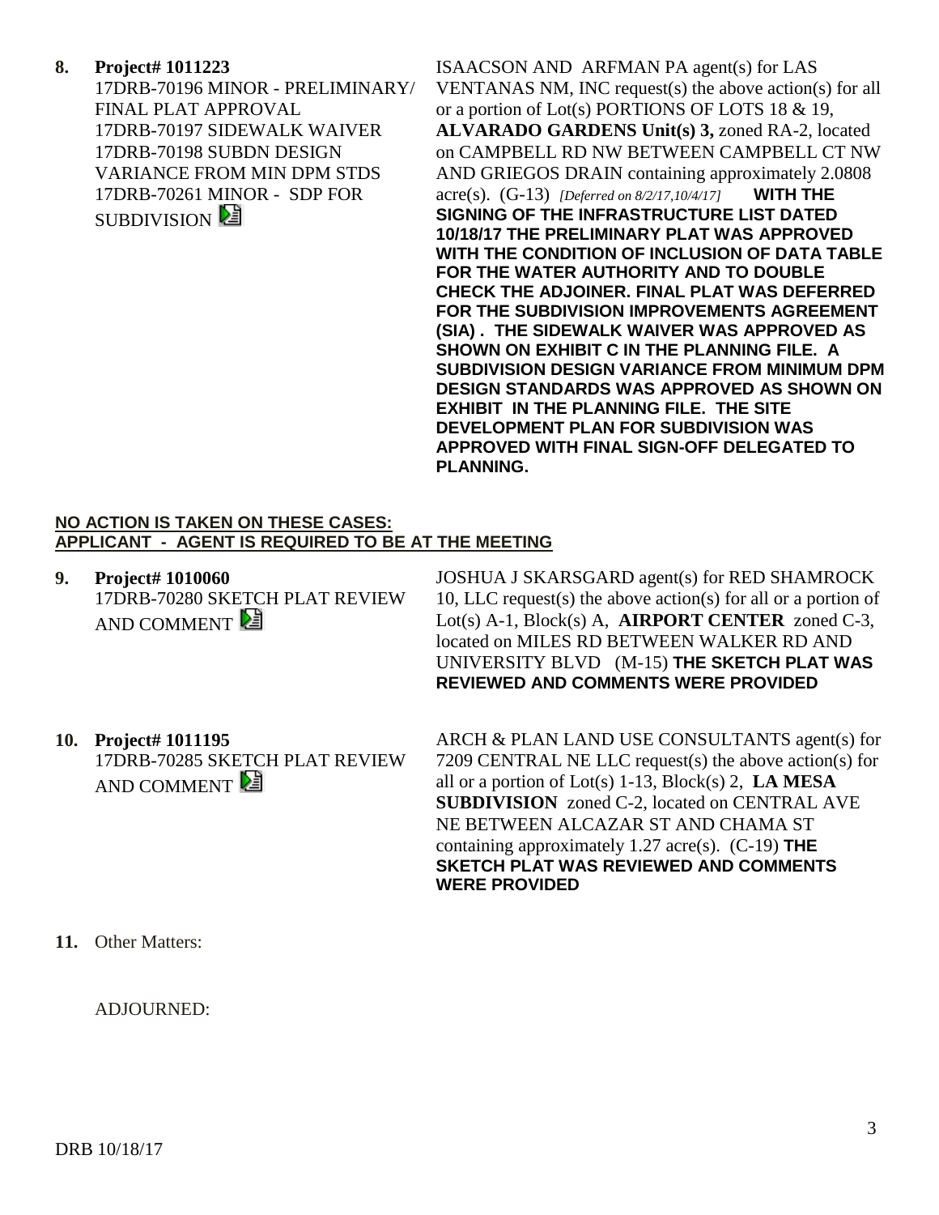**8. Project# 1011223**
17DRB-70196 MINOR - PRELIMINARY/ FINAL PLAT APPROVAL
17DRB-70197 SIDEWALK WAIVER
17DRB-70198 SUBDN DESIGN VARIANCE FROM MIN DPM STDS
17DRB-70261 MINOR - SDP FOR SUBDIVISION

ISAACSON AND ARFMAN PA agent(s) for LAS VENTANAS NM, INC request(s) the above action(s) for all or a portion of Lot(s) PORTIONS OF LOTS 18 & 19, **ALVARADO GARDENS Unit(s) 3,** zoned RA-2, located on CAMPBELL RD NW BETWEEN CAMPBELL CT NW AND GRIEGOS DRAIN containing approximately 2.0808 acre(s). (G-13) *[Deferred on 8/2/17,10/4/17]* **WITH THE SIGNING OF THE INFRASTRUCTURE LIST DATED 10/18/17 THE PRELIMINARY PLAT WAS APPROVED WITH THE CONDITION OF INCLUSION OF DATA TABLE FOR THE WATER AUTHORITY AND TO DOUBLE CHECK THE ADJOINER. FINAL PLAT WAS DEFERRED FOR THE SUBDIVISION IMPROVEMENTS AGREEMENT (SIA) . THE SIDEWALK WAIVER WAS APPROVED AS SHOWN ON EXHIBIT C IN THE PLANNING FILE. A SUBDIVISION DESIGN VARIANCE FROM MINIMUM DPM DESIGN STANDARDS WAS APPROVED AS SHOWN ON EXHIBIT IN THE PLANNING FILE. THE SITE DEVELOPMENT PLAN FOR SUBDIVISION WAS APPROVED WITH FINAL SIGN-OFF DELEGATED TO PLANNING.**

**NO ACTION IS TAKEN ON THESE CASES:**
**APPLICANT - AGENT IS REQUIRED TO BE AT THE MEETING**

**9. Project# 1010060**
17DRB-70280 SKETCH PLAT REVIEW AND COMMENT

JOSHUA J SKARSGARD agent(s) for RED SHAMROCK 10, LLC request(s) the above action(s) for all or a portion of Lot(s) A-1, Block(s) A, **AIRPORT CENTER** zoned C-3, located on MILES RD BETWEEN WALKER RD AND UNIVERSITY BLVD (M-15) **THE SKETCH PLAT WAS REVIEWED AND COMMENTS WERE PROVIDED**

**10. Project# 1011195**
17DRB-70285 SKETCH PLAT REVIEW AND COMMENT

ARCH & PLAN LAND USE CONSULTANTS agent(s) for 7209 CENTRAL NE LLC request(s) the above action(s) for all or a portion of Lot(s) 1-13, Block(s) 2, **LA MESA SUBDIVISION** zoned C-2, located on CENTRAL AVE NE BETWEEN ALCAZAR ST AND CHAMA ST containing approximately 1.27 acre(s). (C-19) **THE SKETCH PLAT WAS REVIEWED AND COMMENTS WERE PROVIDED**

**11.** Other Matters:

ADJOURNED:

DRB 10/18/17